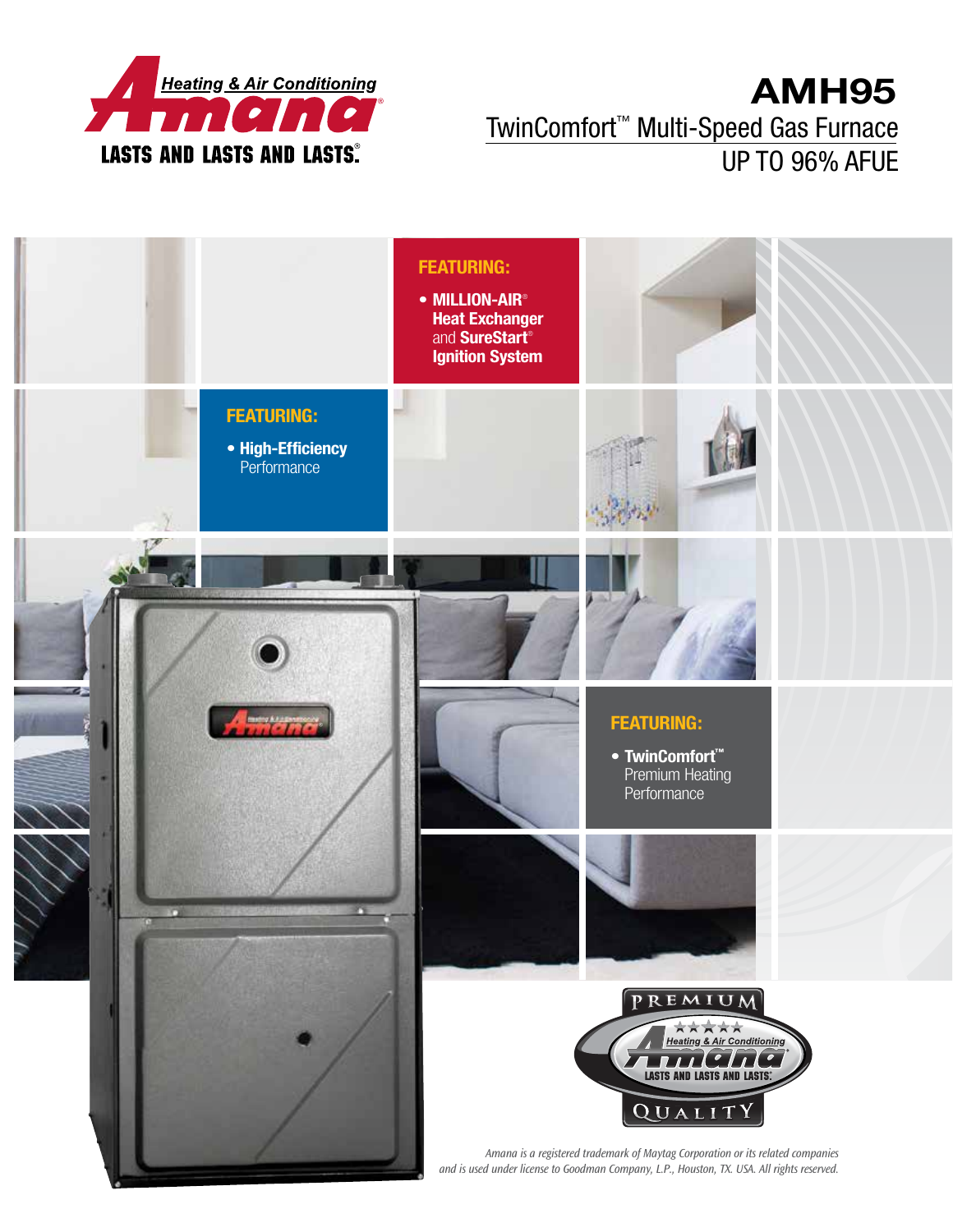Amana® Heating & Air Conditioning

LASTS AND LASTS AND LASTS.®

# AMH95

## TwinComfort™ Multi-Speed Gas Furnace

## UP TO 96% AFUE

**FEATURING:**

- **MILLION-AIR® Heat Exchanger** and **SureStart® Ignition System**

**FEATURING:**

- **High-Efficiency** Performance

**FEATURING:**

- **TwinComfort™** Premium Heating Performance

PREMIUM QUALITY

*Amana is a registered trademark of Maytag Corporation or its related companies and is used under license to Goodman Company, L.P., Houston, TX. USA. All rights reserved.*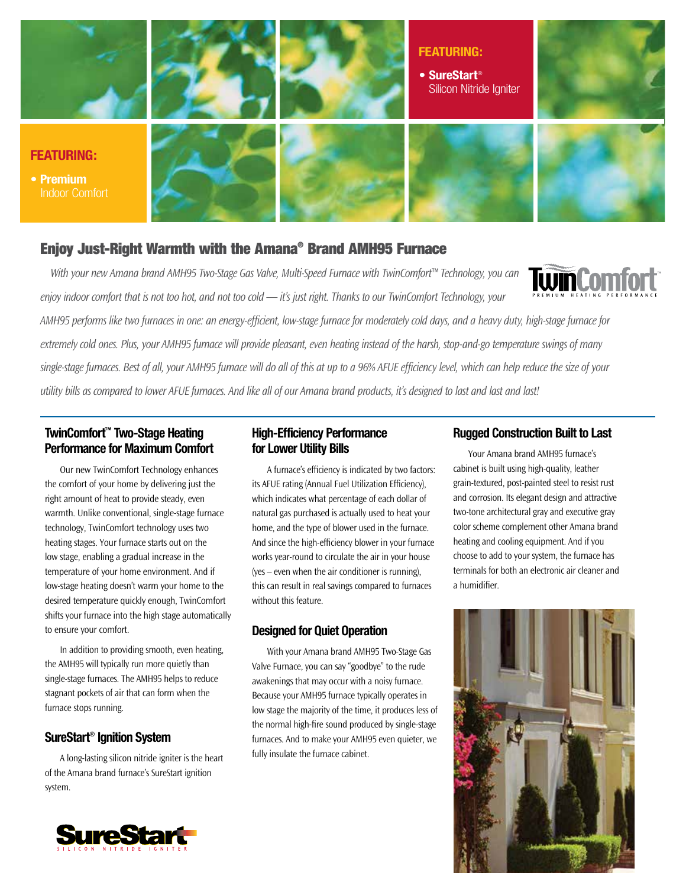**FEATURING:**

- **SureStart®** Silicon Nitride Igniter

**FEATURING:**

- **Premium** Indoor Comfort

## Enjoy Just-Right Warmth with the Amana® Brand AMH95 Furnace

*With your new Amana brand AMH95 Two-Stage Gas Valve, Multi-Speed Furnace with TwinComfort™ Technology, you can enjoy indoor comfort that is not too hot, and not too cold — it's just right. Thanks to our TwinComfort Technology, your AMH95 performs like two furnaces in one: an energy-efficient, low-stage furnace for moderately cold days, and a heavy duty, high-stage furnace for extremely cold ones. Plus, your AMH95 furnace will provide pleasant, even heating instead of the harsh, stop-and-go temperature swings of many single-stage furnaces. Best of all, your AMH95 furnace will do all of this at up to a 96% AFUE efficiency level, which can help reduce the size of your utility bills as compared to lower AFUE furnaces. And like all of our Amana brand products, it's designed to last and last and last!*

TwinComfort™ PREMIUM HEATING PERFORMANCE

### TwinComfort™ Two-Stage Heating Performance for Maximum Comfort

Our new TwinComfort Technology enhances the comfort of your home by delivering just the right amount of heat to provide steady, even warmth. Unlike conventional, single-stage furnace technology, TwinComfort technology uses two heating stages. Your furnace starts out on the low stage, enabling a gradual increase in the temperature of your home environment. And if low-stage heating doesn't warm your home to the desired temperature quickly enough, TwinComfort shifts your furnace into the high stage automatically to ensure your comfort.

In addition to providing smooth, even heating, the AMH95 will typically run more quietly than single-stage furnaces. The AMH95 helps to reduce stagnant pockets of air that can form when the furnace stops running.

### SureStart® Ignition System

A long-lasting silicon nitride igniter is the heart of the Amana brand furnace's SureStart ignition system.

SureStart SILICON NITRIDE IGNITER

### High-Efficiency Performance for Lower Utility Bills

A furnace's efficiency is indicated by two factors: its AFUE rating (Annual Fuel Utilization Efficiency), which indicates what percentage of each dollar of natural gas purchased is actually used to heat your home, and the type of blower used in the furnace. And since the high-efficiency blower in your furnace works year-round to circulate the air in your house (yes – even when the air conditioner is running), this can result in real savings compared to furnaces without this feature.

### Designed for Quiet Operation

With your Amana brand AMH95 Two-Stage Gas Valve Furnace, you can say "goodbye" to the rude awakenings that may occur with a noisy furnace. Because your AMH95 furnace typically operates in low stage the majority of the time, it produces less of the normal high-fire sound produced by single-stage furnaces. And to make your AMH95 even quieter, we fully insulate the furnace cabinet.

### Rugged Construction Built to Last

Your Amana brand AMH95 furnace's cabinet is built using high-quality, leather grain-textured, post-painted steel to resist rust and corrosion. Its elegant design and attractive two-tone architectural gray and executive gray color scheme complement other Amana brand heating and cooling equipment. And if you choose to add to your system, the furnace has terminals for both an electronic air cleaner and a humidifier.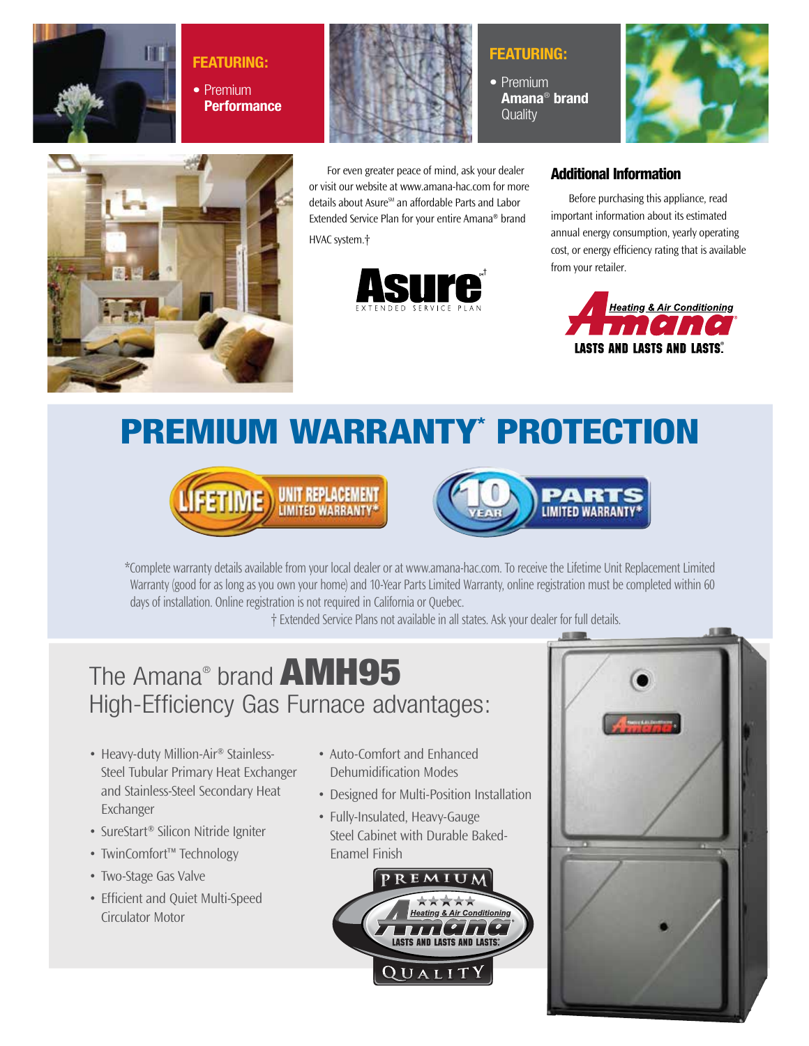**FEATURING:**

- Premium **Performance**

**FEATURING:**

- Premium **Amana® brand** Quality

For even greater peace of mind, ask your dealer or visit our website at www.amana-hac.com for more details about Asure℠ an affordable Parts and Labor Extended Service Plan for your entire Amana® brand HVAC system.†

Asure℠† EXTENDED SERVICE PLAN

## Additional Information

Before purchasing this appliance, read important information about its estimated annual energy consumption, yearly operating cost, or energy efficiency rating that is available from your retailer.

Heating & Air Conditioning Amana® LASTS AND LASTS AND LASTS.®

# PREMIUM WARRANTY* PROTECTION

LIFETIME UNIT REPLACEMENT LIMITED WARRANTY*

10 YEAR PARTS LIMITED WARRANTY*

*Complete warranty details available from your local dealer or at www.amana-hac.com. To receive the Lifetime Unit Replacement Limited Warranty (good for as long as you own your home) and 10-Year Parts Limited Warranty, online registration must be completed within 60 days of installation. Online registration is not required in California or Quebec.

† Extended Service Plans not available in all states. Ask your dealer for full details.

## The Amana® brand **AMH95** High-Efficiency Gas Furnace advantages:

- Heavy-duty Million-Air® Stainless-Steel Tubular Primary Heat Exchanger and Stainless-Steel Secondary Heat Exchanger
- SureStart® Silicon Nitride Igniter
- TwinComfort™ Technology
- Two-Stage Gas Valve
- Efficient and Quiet Multi-Speed Circulator Motor
- Auto-Comfort and Enhanced Dehumidification Modes
- Designed for Multi-Position Installation
- Fully-Insulated, Heavy-Gauge Steel Cabinet with Durable Baked-Enamel Finish

PREMIUM Heating & Air Conditioning Amana® LASTS AND LASTS AND LASTS.® QUALITY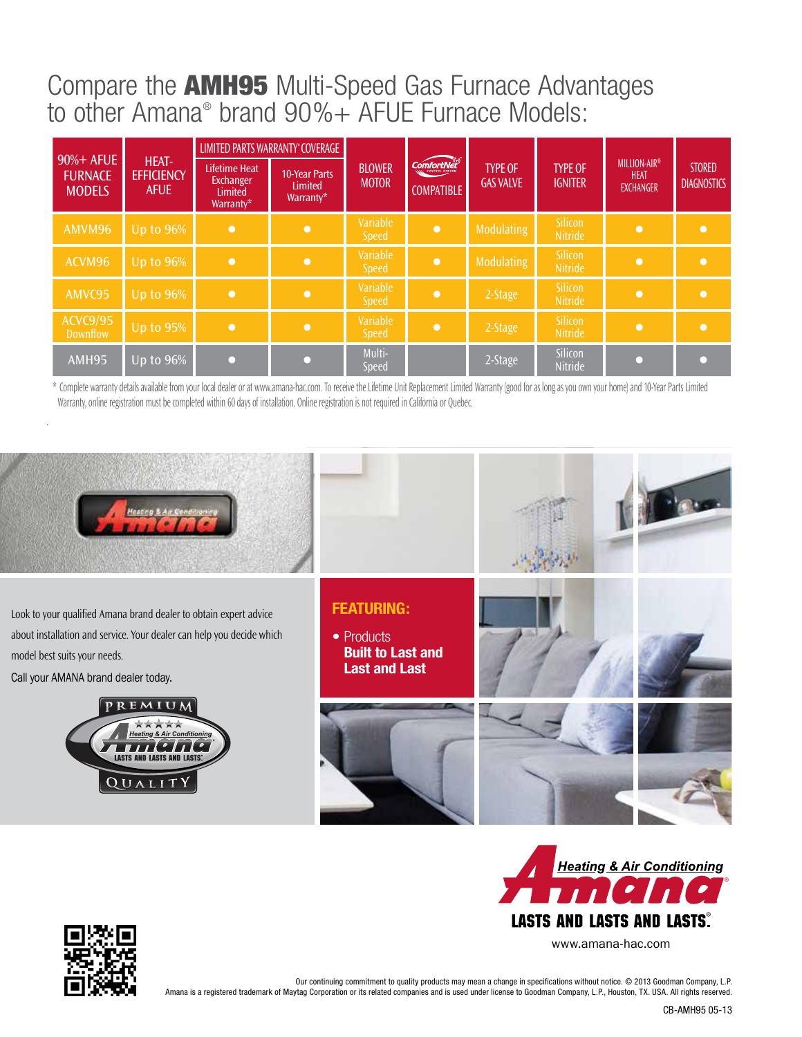# Compare the **AMH95** Multi-Speed Gas Furnace Advantages to other Amana® brand 90%+ AFUE Furnace Models:

| 90%+ AFUE FURNACE MODELS | HEAT-EFFICIENCY AFUE | LIMITED PARTS WARRANTY* COVERAGE | | BLOWER MOTOR | ComfortNet COMPATIBLE | TYPE OF GAS VALVE | TYPE OF IGNITER | MILLION-AIR® HEAT EXCHANGER | STORED DIAGNOSTICS |
|---|---|---|---|---|---|---|---|---|---|
| | | Lifetime Heat Exchanger Limited Warranty* | 10-Year Parts Limited Warranty* | | | | | | |
| AMVM96 | Up to 96% | ● | ● | Variable Speed | ● | Modulating | Silicon Nitride | ● | ● |
| ACVM96 | Up to 96% | ● | ● | Variable Speed | ● | Modulating | Silicon Nitride | ● | ● |
| AMVC95 | Up to 96% | ● | ● | Variable Speed | ● | 2-Stage | Silicon Nitride | ● | ● |
| ACVC9/95 Downflow | Up to 95% | ● | ● | Variable Speed | ● | 2-Stage | Silicon Nitride | ● | ● |
| AMH95 | Up to 96% | ● | ● | Multi-Speed | | 2-Stage | Silicon Nitride | ● | ● |

* Complete warranty details available from your local dealer or at www.amana-hac.com. To receive the Lifetime Unit Replacement Limited Warranty (good for as long as you own your home) and 10-Year Parts Limited Warranty, online registration must be completed within 60 days of installation. Online registration is not required in California or Quebec.

Look to your qualified Amana brand dealer to obtain expert advice about installation and service. Your dealer can help you decide which model best suits your needs.

Call your AMANA brand dealer today.

PREMIUM QUALITY — Amana Heating & Air Conditioning — LASTS AND LASTS AND LASTS.

**FEATURING:**

- Products **Built to Last and Last and Last**

Amana Heating & Air Conditioning

LASTS AND LASTS AND LASTS.®

www.amana-hac.com

Our continuing commitment to quality products may mean a change in specifications without notice. © 2013 Goodman Company, L.P.
Amana is a registered trademark of Maytag Corporation or its related companies and is used under license to Goodman Company, L.P., Houston, TX. USA. All rights reserved.

CB-AMH95 05-13